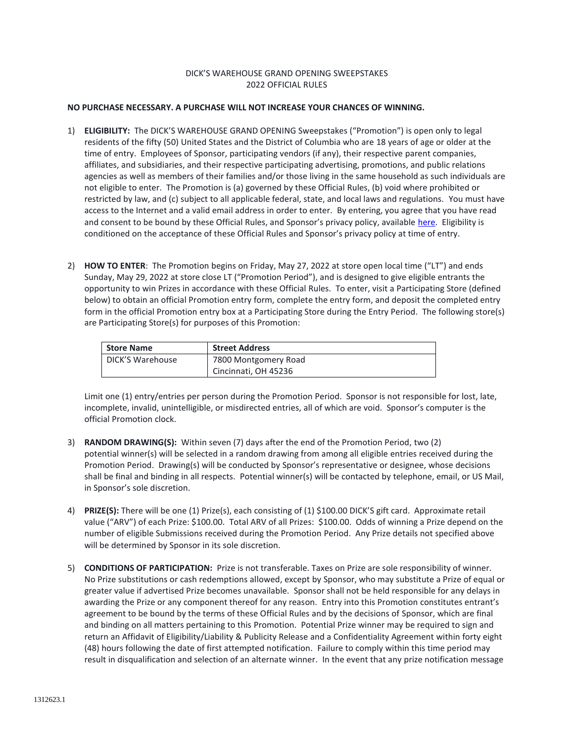DICK'S WAREHOUSE GRAND OPENING SWEEPSTAKES
2022 OFFICIAL RULES

**NO PURCHASE NECESSARY. A PURCHASE WILL NOT INCREASE YOUR CHANCES OF WINNING.**

1) **ELIGIBILITY:** The DICK'S WAREHOUSE GRAND OPENING Sweepstakes ("Promotion") is open only to legal residents of the fifty (50) United States and the District of Columbia who are 18 years of age or older at the time of entry. Employees of Sponsor, participating vendors (if any), their respective parent companies, affiliates, and subsidiaries, and their respective participating advertising, promotions, and public relations agencies as well as members of their families and/or those living in the same household as such individuals are not eligible to enter. The Promotion is (a) governed by these Official Rules, (b) void where prohibited or restricted by law, and (c) subject to all applicable federal, state, and local laws and regulations. You must have access to the Internet and a valid email address in order to enter. By entering, you agree that you have read and consent to be bound by these Official Rules, and Sponsor's privacy policy, available here. Eligibility is conditioned on the acceptance of these Official Rules and Sponsor's privacy policy at time of entry.

2) **HOW TO ENTER**: The Promotion begins on Friday, May 27, 2022 at store open local time ("LT") and ends Sunday, May 29, 2022 at store close LT ("Promotion Period"), and is designed to give eligible entrants the opportunity to win Prizes in accordance with these Official Rules. To enter, visit a Participating Store (defined below) to obtain an official Promotion entry form, complete the entry form, and deposit the completed entry form in the official Promotion entry box at a Participating Store during the Entry Period. The following store(s) are Participating Store(s) for purposes of this Promotion:

| Store Name | Street Address |
|---|---|
| DICK'S Warehouse | 7800 Montgomery Road<br>Cincinnati, OH 45236 |

Limit one (1) entry/entries per person during the Promotion Period. Sponsor is not responsible for lost, late, incomplete, invalid, unintelligible, or misdirected entries, all of which are void. Sponsor's computer is the official Promotion clock.

3) **RANDOM DRAWING(S):** Within seven (7) days after the end of the Promotion Period, two (2) potential winner(s) will be selected in a random drawing from among all eligible entries received during the Promotion Period. Drawing(s) will be conducted by Sponsor's representative or designee, whose decisions shall be final and binding in all respects. Potential winner(s) will be contacted by telephone, email, or US Mail, in Sponsor's sole discretion.

4) **PRIZE(S):** There will be one (1) Prize(s), each consisting of (1) $100.00 DICK'S gift card. Approximate retail value ("ARV") of each Prize: $100.00. Total ARV of all Prizes: $100.00. Odds of winning a Prize depend on the number of eligible Submissions received during the Promotion Period. Any Prize details not specified above will be determined by Sponsor in its sole discretion.

5) **CONDITIONS OF PARTICIPATION:** Prize is not transferable. Taxes on Prize are sole responsibility of winner. No Prize substitutions or cash redemptions allowed, except by Sponsor, who may substitute a Prize of equal or greater value if advertised Prize becomes unavailable. Sponsor shall not be held responsible for any delays in awarding the Prize or any component thereof for any reason. Entry into this Promotion constitutes entrant's agreement to be bound by the terms of these Official Rules and by the decisions of Sponsor, which are final and binding on all matters pertaining to this Promotion. Potential Prize winner may be required to sign and return an Affidavit of Eligibility/Liability & Publicity Release and a Confidentiality Agreement within forty eight (48) hours following the date of first attempted notification. Failure to comply within this time period may result in disqualification and selection of an alternate winner. In the event that any prize notification message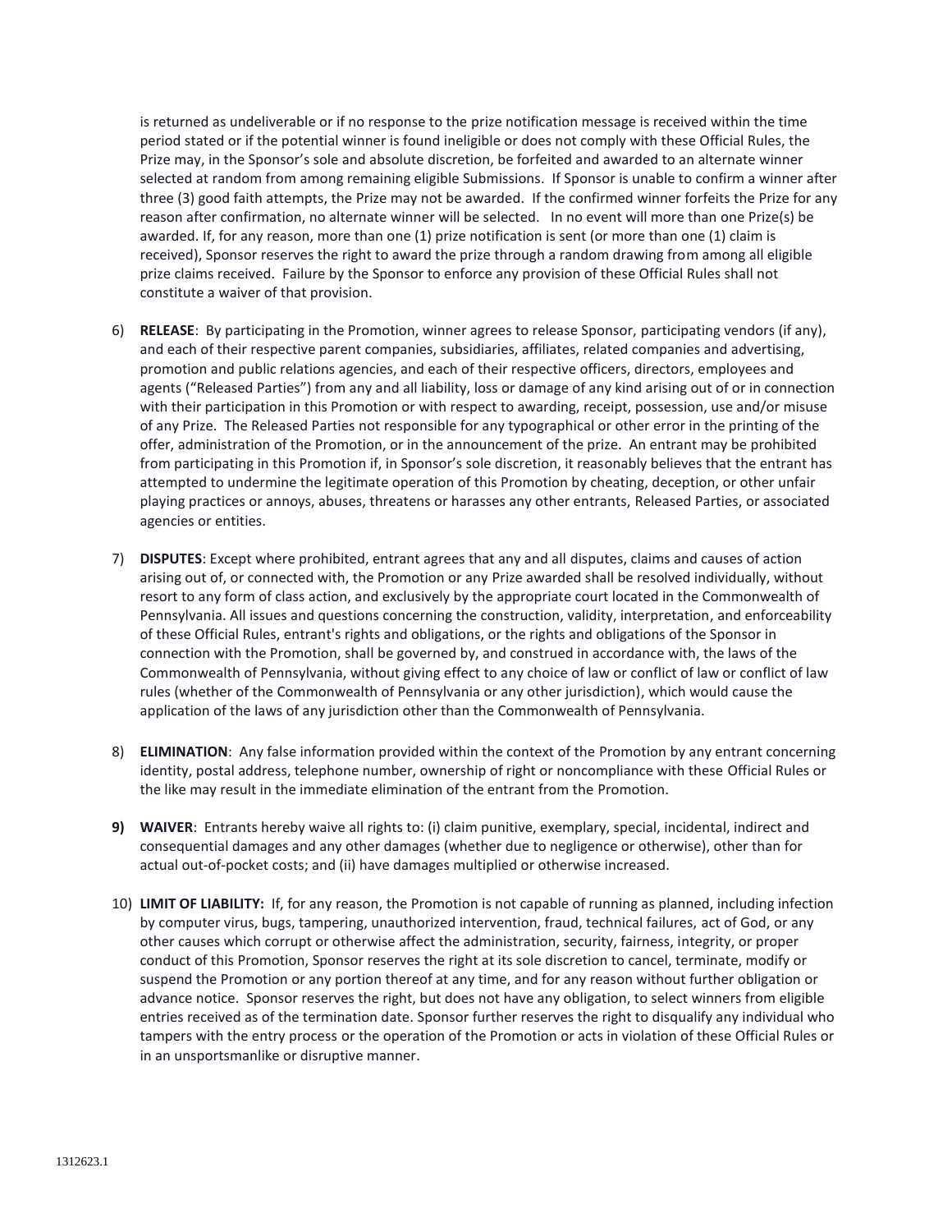is returned as undeliverable or if no response to the prize notification message is received within the time period stated or if the potential winner is found ineligible or does not comply with these Official Rules, the Prize may, in the Sponsor's sole and absolute discretion, be forfeited and awarded to an alternate winner selected at random from among remaining eligible Submissions. If Sponsor is unable to confirm a winner after three (3) good faith attempts, the Prize may not be awarded. If the confirmed winner forfeits the Prize for any reason after confirmation, no alternate winner will be selected. In no event will more than one Prize(s) be awarded. If, for any reason, more than one (1) prize notification is sent (or more than one (1) claim is received), Sponsor reserves the right to award the prize through a random drawing from among all eligible prize claims received. Failure by the Sponsor to enforce any provision of these Official Rules shall not constitute a waiver of that provision.

6) **RELEASE**: By participating in the Promotion, winner agrees to release Sponsor, participating vendors (if any), and each of their respective parent companies, subsidiaries, affiliates, related companies and advertising, promotion and public relations agencies, and each of their respective officers, directors, employees and agents ("Released Parties") from any and all liability, loss or damage of any kind arising out of or in connection with their participation in this Promotion or with respect to awarding, receipt, possession, use and/or misuse of any Prize. The Released Parties not responsible for any typographical or other error in the printing of the offer, administration of the Promotion, or in the announcement of the prize. An entrant may be prohibited from participating in this Promotion if, in Sponsor's sole discretion, it reasonably believes that the entrant has attempted to undermine the legitimate operation of this Promotion by cheating, deception, or other unfair playing practices or annoys, abuses, threatens or harasses any other entrants, Released Parties, or associated agencies or entities.

7) **DISPUTES**: Except where prohibited, entrant agrees that any and all disputes, claims and causes of action arising out of, or connected with, the Promotion or any Prize awarded shall be resolved individually, without resort to any form of class action, and exclusively by the appropriate court located in the Commonwealth of Pennsylvania. All issues and questions concerning the construction, validity, interpretation, and enforceability of these Official Rules, entrant's rights and obligations, or the rights and obligations of the Sponsor in connection with the Promotion, shall be governed by, and construed in accordance with, the laws of the Commonwealth of Pennsylvania, without giving effect to any choice of law or conflict of law or conflict of law rules (whether of the Commonwealth of Pennsylvania or any other jurisdiction), which would cause the application of the laws of any jurisdiction other than the Commonwealth of Pennsylvania.

8) **ELIMINATION**: Any false information provided within the context of the Promotion by any entrant concerning identity, postal address, telephone number, ownership of right or noncompliance with these Official Rules or the like may result in the immediate elimination of the entrant from the Promotion.

9) **WAIVER**: Entrants hereby waive all rights to: (i) claim punitive, exemplary, special, incidental, indirect and consequential damages and any other damages (whether due to negligence or otherwise), other than for actual out-of-pocket costs; and (ii) have damages multiplied or otherwise increased.

10) **LIMIT OF LIABILITY:** If, for any reason, the Promotion is not capable of running as planned, including infection by computer virus, bugs, tampering, unauthorized intervention, fraud, technical failures, act of God, or any other causes which corrupt or otherwise affect the administration, security, fairness, integrity, or proper conduct of this Promotion, Sponsor reserves the right at its sole discretion to cancel, terminate, modify or suspend the Promotion or any portion thereof at any time, and for any reason without further obligation or advance notice. Sponsor reserves the right, but does not have any obligation, to select winners from eligible entries received as of the termination date. Sponsor further reserves the right to disqualify any individual who tampers with the entry process or the operation of the Promotion or acts in violation of these Official Rules or in an unsportsmanlike or disruptive manner.

1312623.1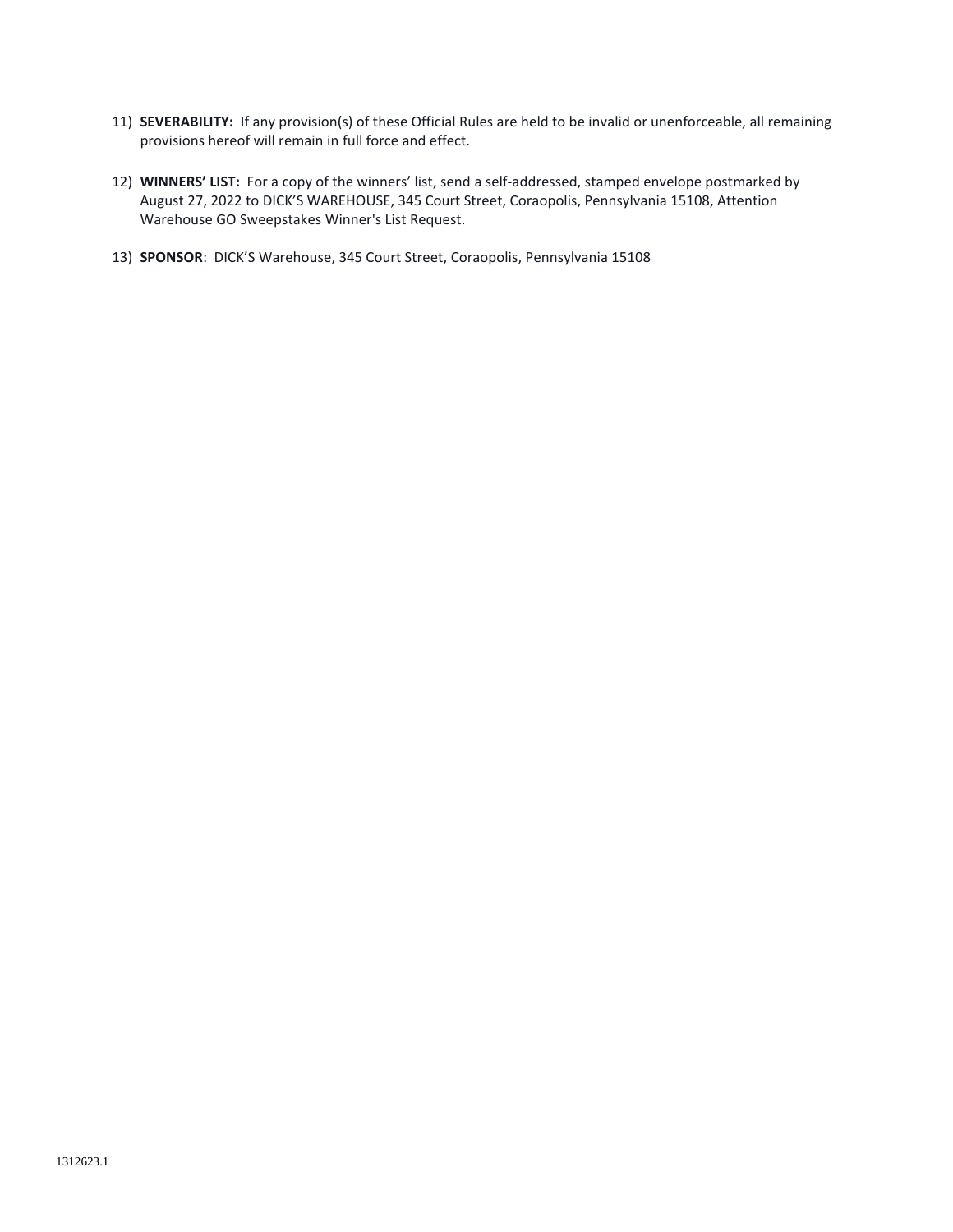11) **SEVERABILITY:** If any provision(s) of these Official Rules are held to be invalid or unenforceable, all remaining provisions hereof will remain in full force and effect.

12) **WINNERS' LIST:** For a copy of the winners' list, send a self-addressed, stamped envelope postmarked by August 27, 2022 to DICK'S WAREHOUSE, 345 Court Street, Coraopolis, Pennsylvania 15108, Attention Warehouse GO Sweepstakes Winner's List Request.

13) **SPONSOR**: DICK'S Warehouse, 345 Court Street, Coraopolis, Pennsylvania 15108

1312623.1